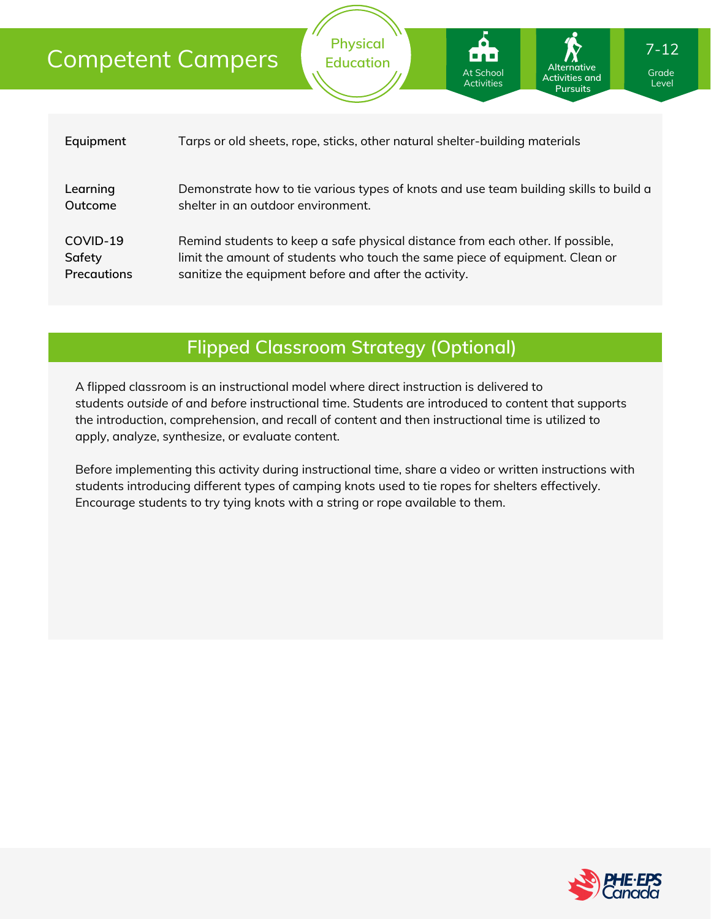# Competent Campers

Physical Education

At School Activities | Alternative Activities and Pursuits | 7-12 Grade Level

| | |
|---|---|
| **Equipment** | Tarps or old sheets, rope, sticks, other natural shelter-building materials |
| **Learning Outcome** | Demonstrate how to tie various types of knots and use team building skills to build a shelter in an outdoor environment. |
| **COVID-19 Safety Precautions** | Remind students to keep a safe physical distance from each other. If possible, limit the amount of students who touch the same piece of equipment. Clean or sanitize the equipment before and after the activity. |

## Flipped Classroom Strategy (Optional)

A flipped classroom is an instructional model where direct instruction is delivered to students *outside* of and *before* instructional time. Students are introduced to content that supports the introduction, comprehension, and recall of content and then instructional time is utilized to apply, analyze, synthesize, or evaluate content.

Before implementing this activity during instructional time, share a video or written instructions with students introducing different types of camping knots used to tie ropes for shelters effectively. Encourage students to try tying knots with a string or rope available to them.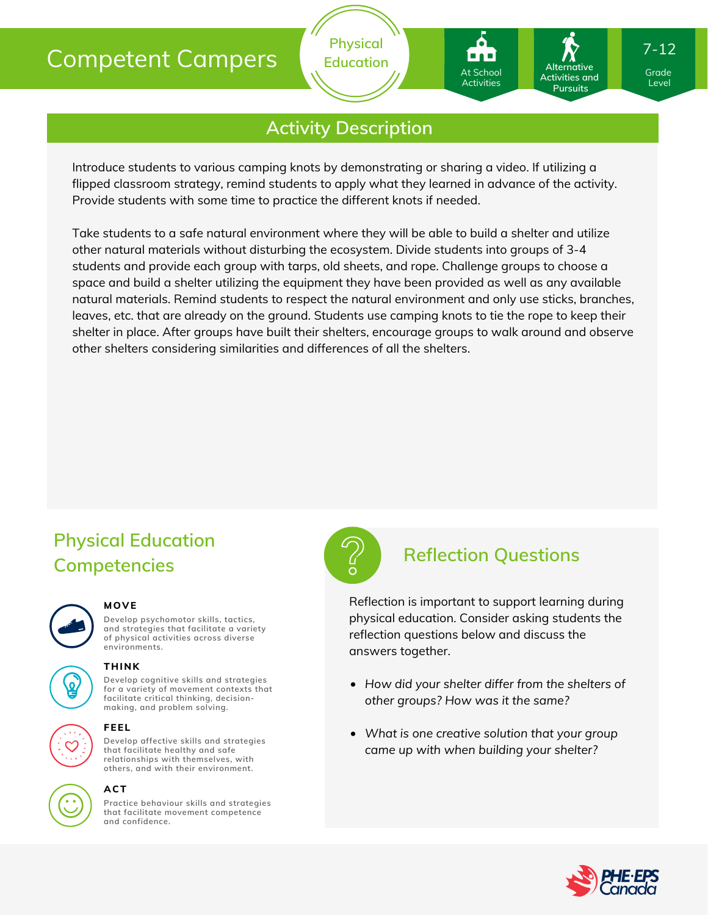# Competent Campers

Physical Education

At School Activities | Alternative Activities and Pursuits | 7-12 Grade Level

## Activity Description

Introduce students to various camping knots by demonstrating or sharing a video. If utilizing a flipped classroom strategy, remind students to apply what they learned in advance of the activity. Provide students with some time to practice the different knots if needed.

Take students to a safe natural environment where they will be able to build a shelter and utilize other natural materials without disturbing the ecosystem. Divide students into groups of 3-4 students and provide each group with tarps, old sheets, and rope. Challenge groups to choose a space and build a shelter utilizing the equipment they have been provided as well as any available natural materials. Remind students to respect the natural environment and only use sticks, branches, leaves, etc. that are already on the ground. Students use camping knots to tie the rope to keep their shelter in place. After groups have built their shelters, encourage groups to walk around and observe other shelters considering similarities and differences of all the shelters.

## Physical Education Competencies

**MOVE**
Develop psychomotor skills, tactics, and strategies that facilitate a variety of physical activities across diverse environments.

**THINK**
Develop cognitive skills and strategies for a variety of movement contexts that facilitate critical thinking, decision-making, and problem solving.

**FEEL**
Develop affective skills and strategies that facilitate healthy and safe relationships with themselves, with others, and with their environment.

**ACT**
Practice behaviour skills and strategies that facilitate movement competence and confidence.

## Reflection Questions

Reflection is important to support learning during physical education. Consider asking students the reflection questions below and discuss the answers together.

- *How did your shelter differ from the shelters of other groups? How was it the same?*
- *What is one creative solution that your group came up with when building your shelter?*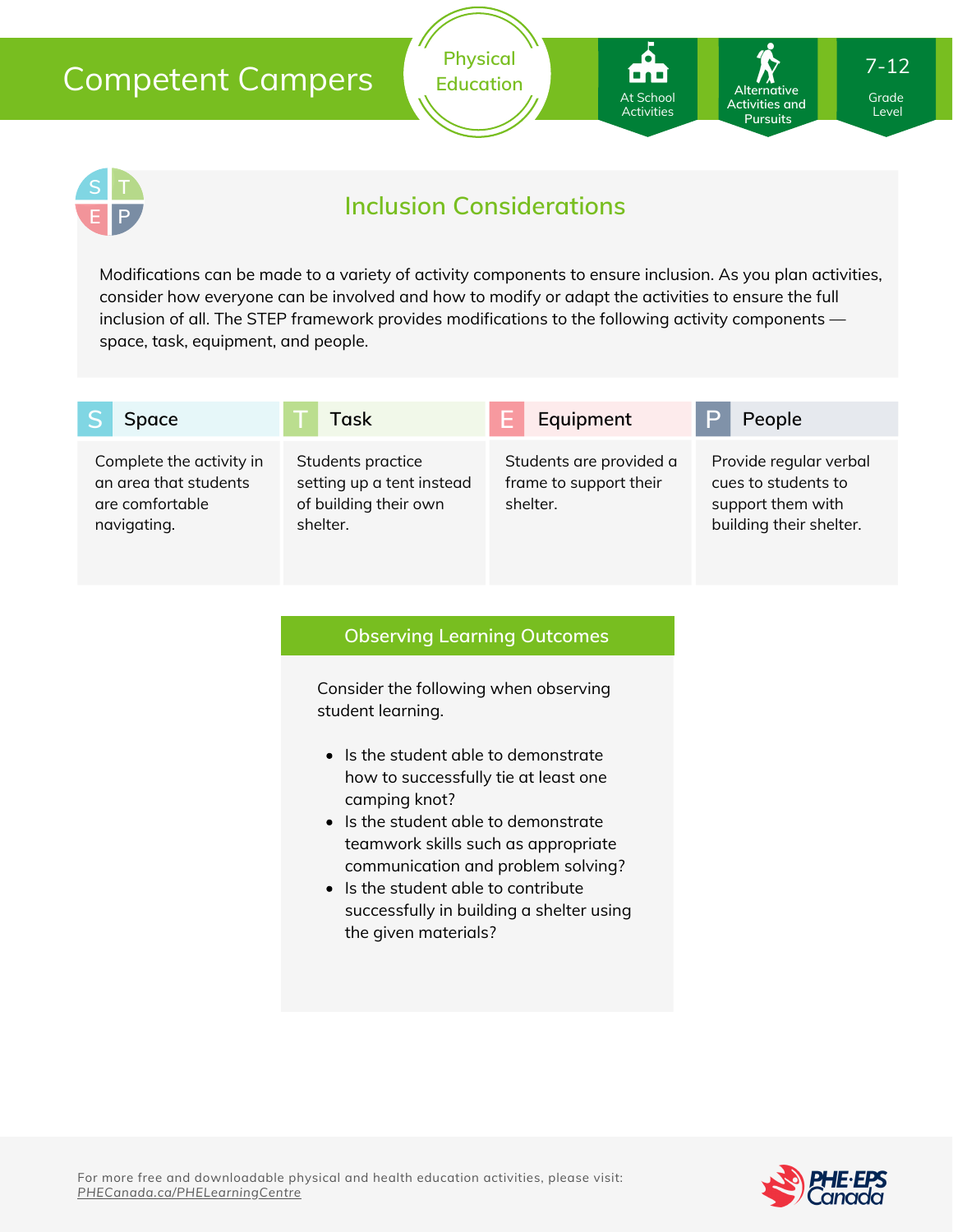# Competent Campers

Physical Education

At School Activities

Alternative Activities and Pursuits

7-12 Grade Level

## Inclusion Considerations

Modifications can be made to a variety of activity components to ensure inclusion. As you plan activities, consider how everyone can be involved and how to modify or adapt the activities to ensure the full inclusion of all. The STEP framework provides modifications to the following activity components — space, task, equipment, and people.

| S Space | T Task | E Equipment | P People |
|---|---|---|---|
| Complete the activity in an area that students are comfortable navigating. | Students practice setting up a tent instead of building their own shelter. | Students are provided a frame to support their shelter. | Provide regular verbal cues to students to support them with building their shelter. |

## Observing Learning Outcomes

Consider the following when observing student learning.

- Is the student able to demonstrate how to successfully tie at least one camping knot?
- Is the student able to demonstrate teamwork skills such as appropriate communication and problem solving?
- Is the student able to contribute successfully in building a shelter using the given materials?

For more free and downloadable physical and health education activities, please visit: PHECanada.ca/PHELearningCentre

PHE·EPS Canada